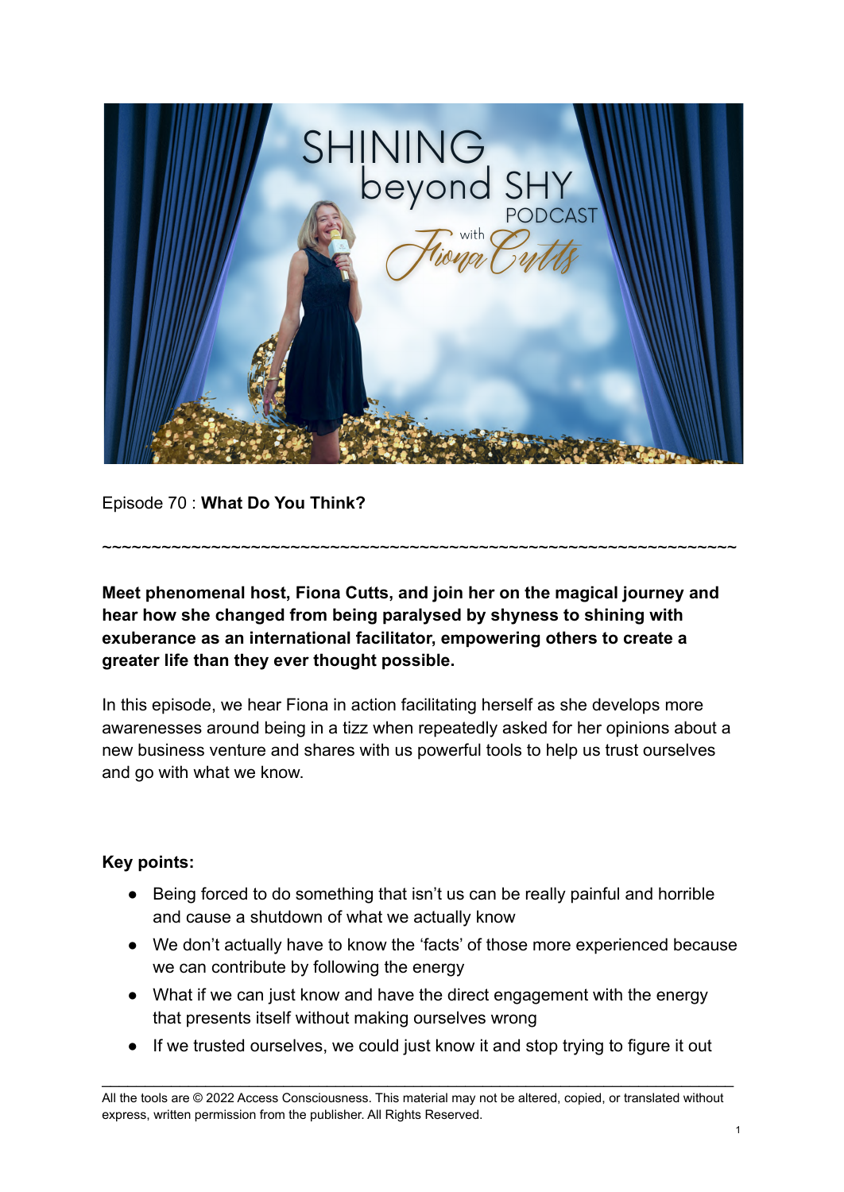Episode 70 : **What Do You Think?**

~~~~~~~~~~~~~~~~~~~~~~~~~~~~~~~~~~~~~~~~~~~~~~~~~~~~~~~~~~~~~~~~

**Meet phenomenal host, Fiona Cutts, and join her on the magical journey and hear how she changed from being paralysed by shyness to shining with exuberance as an international facilitator, empowering others to create a greater life than they ever thought possible.**

In this episode, we hear Fiona in action facilitating herself as she develops more awarenesses around being in a tizz when repeatedly asked for her opinions about a new business venture and shares with us powerful tools to help us trust ourselves and go with what we know.

**Key points:**

- Being forced to do something that isn't us can be really painful and horrible and cause a shutdown of what we actually know
- We don't actually have to know the 'facts' of those more experienced because we can contribute by following the energy
- What if we can just know and have the direct engagement with the energy that presents itself without making ourselves wrong
- If we trusted ourselves, we could just know it and stop trying to figure it out

All the tools are © 2022 Access Consciousness. This material may not be altered, copied, or translated without express, written permission from the publisher. All Rights Reserved.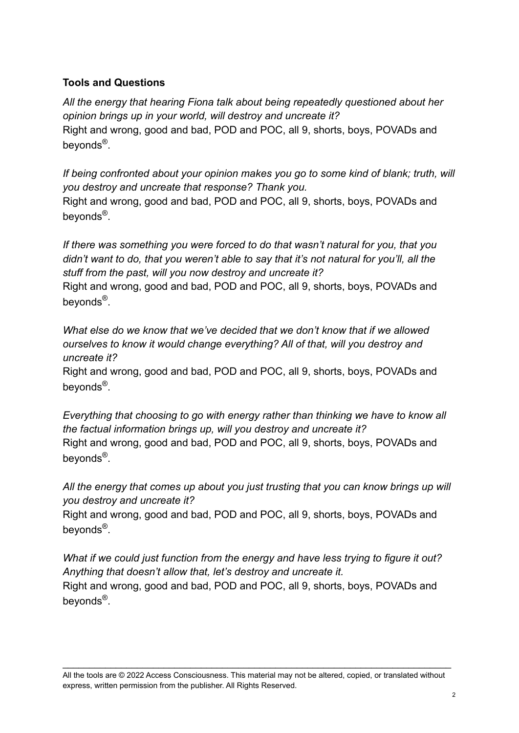**Tools and Questions**

*All the energy that hearing Fiona talk about being repeatedly questioned about her opinion brings up in your world, will destroy and uncreate it?*
Right and wrong, good and bad, POD and POC, all 9, shorts, boys, POVADs and beyonds®.

*If being confronted about your opinion makes you go to some kind of blank; truth, will you destroy and uncreate that response? Thank you.*
Right and wrong, good and bad, POD and POC, all 9, shorts, boys, POVADs and beyonds®.

*If there was something you were forced to do that wasn't natural for you, that you didn't want to do, that you weren't able to say that it's not natural for you'll, all the stuff from the past, will you now destroy and uncreate it?*
Right and wrong, good and bad, POD and POC, all 9, shorts, boys, POVADs and beyonds®.

*What else do we know that we've decided that we don't know that if we allowed ourselves to know it would change everything? All of that, will you destroy and uncreate it?*
Right and wrong, good and bad, POD and POC, all 9, shorts, boys, POVADs and beyonds®.

*Everything that choosing to go with energy rather than thinking we have to know all the factual information brings up, will you destroy and uncreate it?*
Right and wrong, good and bad, POD and POC, all 9, shorts, boys, POVADs and beyonds®.

*All the energy that comes up about you just trusting that you can know brings up will you destroy and uncreate it?*
Right and wrong, good and bad, POD and POC, all 9, shorts, boys, POVADs and beyonds®.

*What if we could just function from the energy and have less trying to figure it out? Anything that doesn't allow that, let's destroy and uncreate it.*
Right and wrong, good and bad, POD and POC, all 9, shorts, boys, POVADs and beyonds®.

All the tools are © 2022 Access Consciousness. This material may not be altered, copied, or translated without express, written permission from the publisher. All Rights Reserved.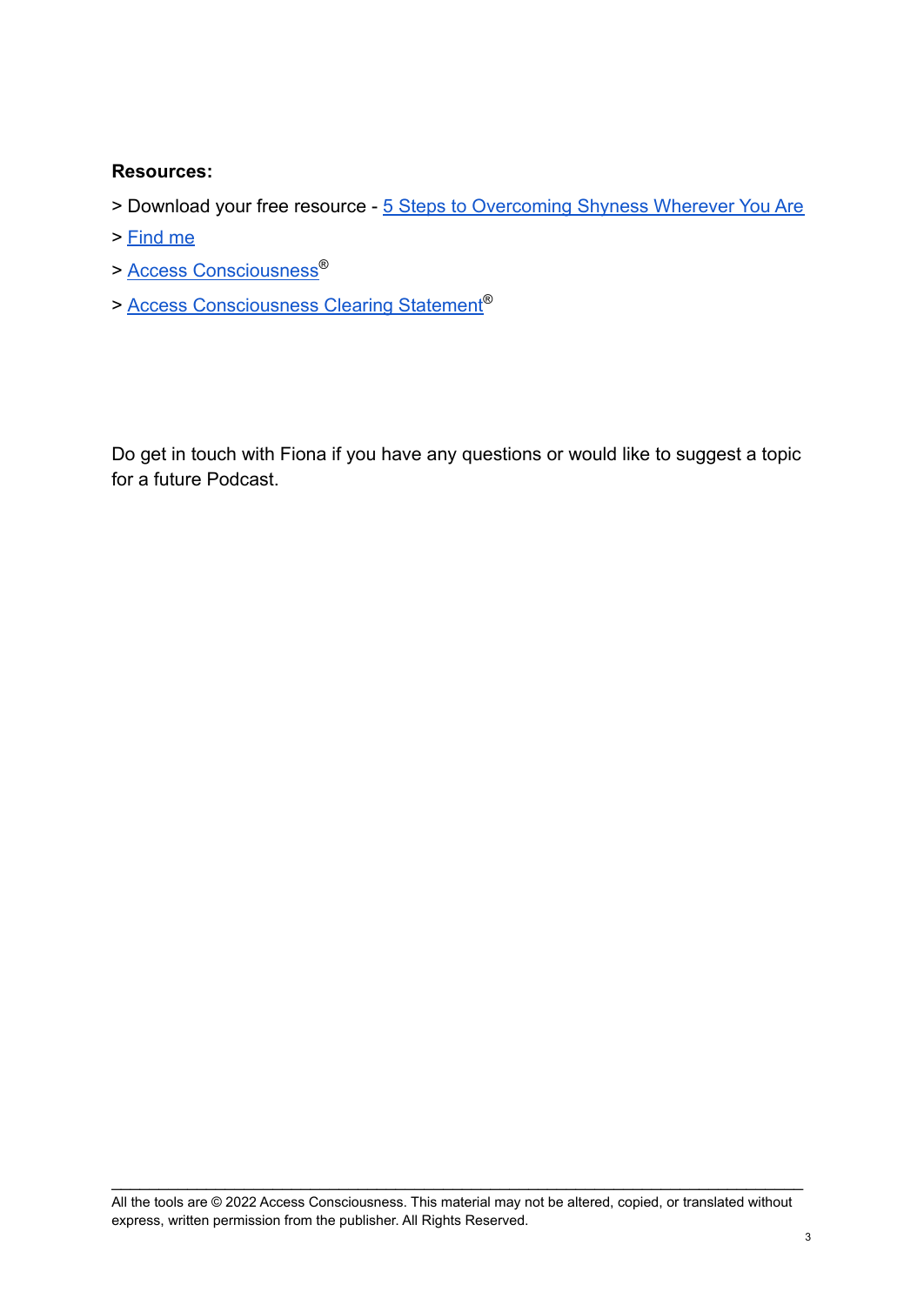**Resources:**

> Download your free resource - 5 Steps to Overcoming Shyness Wherever You Are

> Find me

> Access Consciousness®

> Access Consciousness Clearing Statement®

Do get in touch with Fiona if you have any questions or would like to suggest a topic for a future Podcast.

---

All the tools are © 2022 Access Consciousness. This material may not be altered, copied, or translated without express, written permission from the publisher. All Rights Reserved.